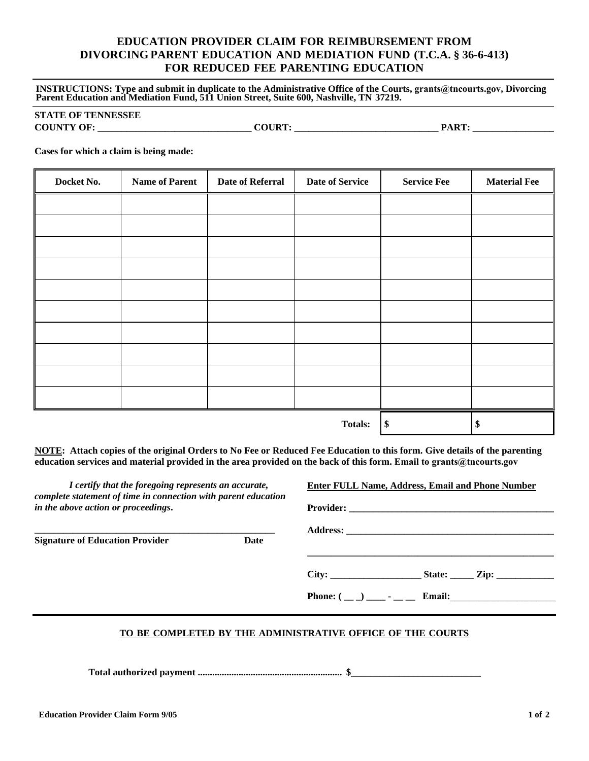# EDUCATION PROVIDER CLAIM FOR REIMBURSEMENT FROM DIVORCING PARENT EDUCATION AND MEDIATION FUND (T.C.A. § 36-6-413) FOR REDUCED FEE PARENTING EDUCATION

**INSTRUCTIONS: Type and submit in duplicate to the Administrative Office of the Courts, grants@tncourts.gov, Divorcing Parent Education and Mediation Fund, 511 Union Street, Suite 600, Nashville, TN 37219.**

**STATE OF TENNESSEE**

**COUNTY OF: _______________________________ COURT: _____________________________ PART: _________________**

**Cases for which a claim is being made:**

| Docket No. | Name of Parent | Date of Referral | Date of Service | Service Fee | Material Fee |
|---|---|---|---|---|---|
| | | | | | |
| | | | | | |
| | | | | | |
| | | | | | |
| | | | | | |
| | | | | | |
| | | | | | |
| | | | | | |
| | | | | | |
| | | | | | |
| | | | **Totals:** | **$** | **$** |

**<u>NOTE</u>: Attach copies of the original Orders to No Fee or Reduced Fee Education to this form. Give details of the parenting education services and material provided in the area provided on the back of this form. Email to grants@tncourts.gov**

***I certify that the foregoing represents an accurate, complete statement of time in connection with parent education in the above action or proceedings.***

_____________________________________________________

**Signature of Education Provider** **Date**

**<u>Enter FULL Name, Address, Email and Phone Number</u>**

**Provider:** ___________________________________________

**Address:** ____________________________________________

_______________________________________________________

**City:** ___________________ **State:** _____ **Zip:** ____________

**Phone: ( __ _) ____ - __ __ Email:**______________________

---

**<u>TO BE COMPLETED BY THE ADMINISTRATIVE OFFICE OF THE COURTS</u>**

**Total authorized payment ........................................................... $**___________________________

**Education Provider Claim Form 9/05**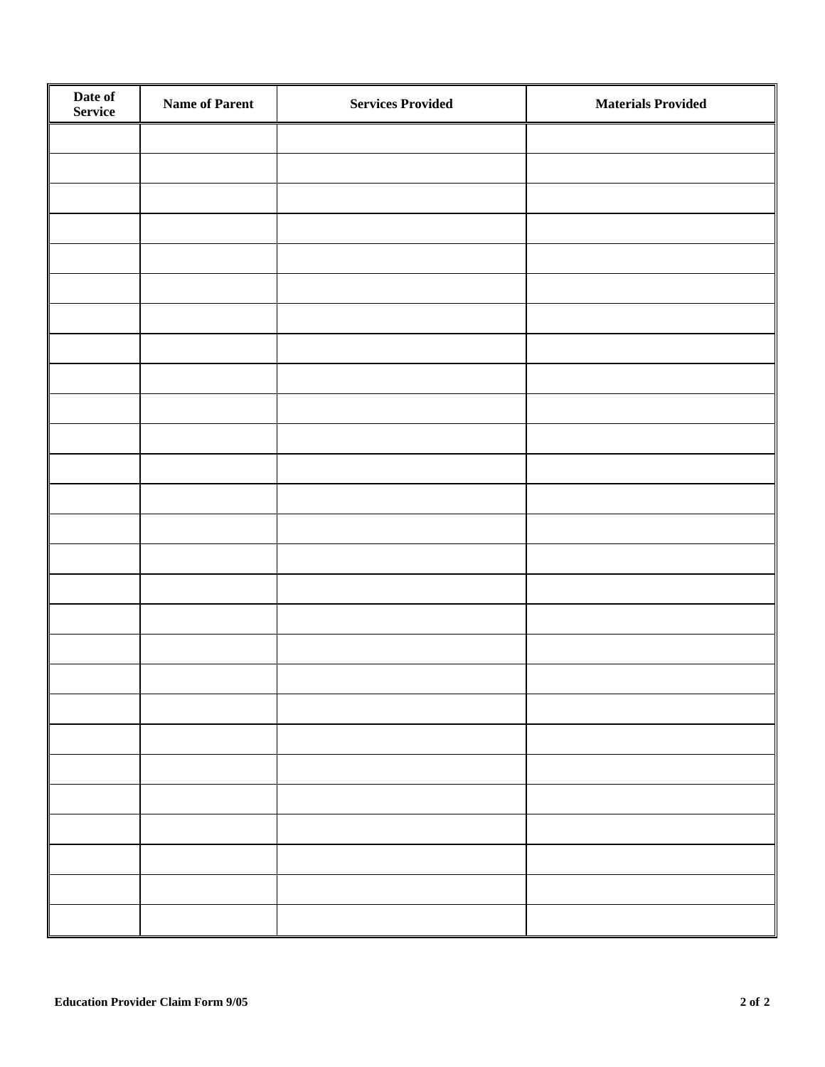| Date of Service | Name of Parent | Services Provided | Materials Provided |
|---|---|---|---|
| | | | |
| | | | |
| | | | |
| | | | |
| | | | |
| | | | |
| | | | |
| | | | |
| | | | |
| | | | |
| | | | |
| | | | |
| | | | |
| | | | |
| | | | |
| | | | |
| | | | |
| | | | |
| | | | |
| | | | |
| | | | |
| | | | |
| | | | |
| | | | |
| | | | |
| | | | |
| | | | |